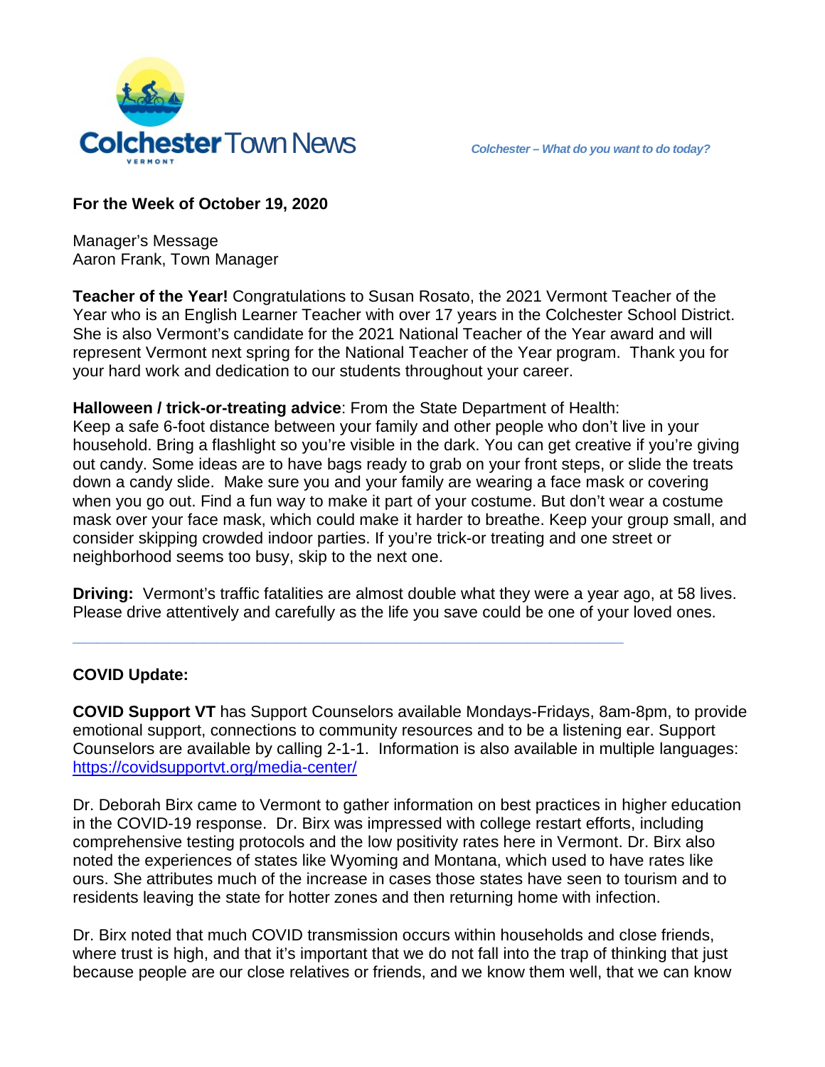# Colchester Town News

VERMONT

*Colchester – What do you want to do today?*

**For the Week of October 19, 2020**

Manager's Message
Aaron Frank, Town Manager

**Teacher of the Year!** Congratulations to Susan Rosato, the 2021 Vermont Teacher of the Year who is an English Learner Teacher with over 17 years in the Colchester School District. She is also Vermont's candidate for the 2021 National Teacher of the Year award and will represent Vermont next spring for the National Teacher of the Year program. Thank you for your hard work and dedication to our students throughout your career.

**Halloween / trick-or-treating advice**: From the State Department of Health:
Keep a safe 6-foot distance between your family and other people who don't live in your household. Bring a flashlight so you're visible in the dark. You can get creative if you're giving out candy. Some ideas are to have bags ready to grab on your front steps, or slide the treats down a candy slide. Make sure you and your family are wearing a face mask or covering when you go out. Find a fun way to make it part of your costume. But don't wear a costume mask over your face mask, which could make it harder to breathe. Keep your group small, and consider skipping crowded indoor parties. If you're trick-or treating and one street or neighborhood seems too busy, skip to the next one.

**Driving:** Vermont's traffic fatalities are almost double what they were a year ago, at 58 lives. Please drive attentively and carefully as the life you save could be one of your loved ones.

---

**COVID Update:**

**COVID Support VT** has Support Counselors available Mondays-Fridays, 8am-8pm, to provide emotional support, connections to community resources and to be a listening ear. Support Counselors are available by calling 2-1-1. Information is also available in multiple languages: https://covidsupportvt.org/media-center/

Dr. Deborah Birx came to Vermont to gather information on best practices in higher education in the COVID-19 response. Dr. Birx was impressed with college restart efforts, including comprehensive testing protocols and the low positivity rates here in Vermont. Dr. Birx also noted the experiences of states like Wyoming and Montana, which used to have rates like ours. She attributes much of the increase in cases those states have seen to tourism and to residents leaving the state for hotter zones and then returning home with infection.

Dr. Birx noted that much COVID transmission occurs within households and close friends, where trust is high, and that it's important that we do not fall into the trap of thinking that just because people are our close relatives or friends, and we know them well, that we can know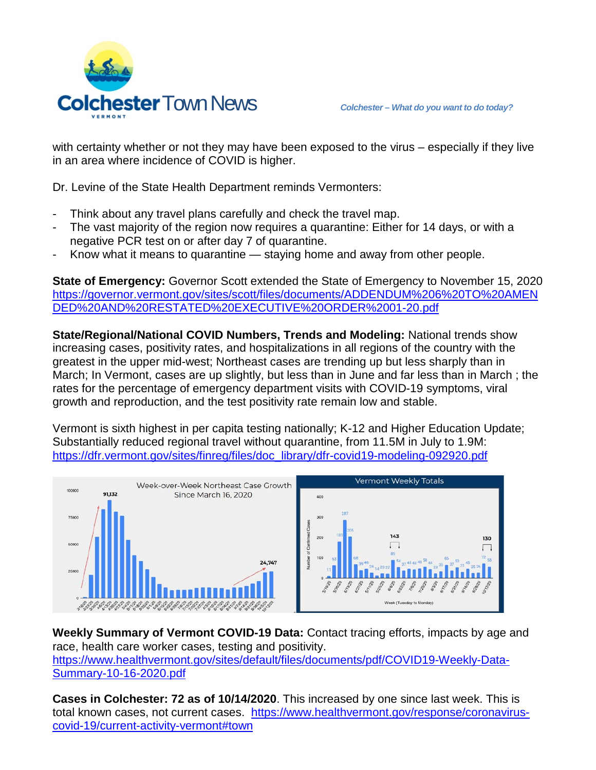with certainty whether or not they may have been exposed to the virus – especially if they live in an area where incidence of COVID is higher.

Dr. Levine of the State Health Department reminds Vermonters:

- Think about any travel plans carefully and check the travel map.
- The vast majority of the region now requires a quarantine: Either for 14 days, or with a negative PCR test on or after day 7 of quarantine.
- Know what it means to quarantine — staying home and away from other people.

**State of Emergency:** Governor Scott extended the State of Emergency to November 15, 2020 https://governor.vermont.gov/sites/scott/files/documents/ADDENDUM%206%20TO%20AMENDED%20AND%20RESTATED%20EXECUTIVE%20ORDER%2001-20.pdf

**State/Regional/National COVID Numbers, Trends and Modeling:** National trends show increasing cases, positivity rates, and hospitalizations in all regions of the country with the greatest in the upper mid-west; Northeast cases are trending up but less sharply than in March; In Vermont, cases are up slightly, but less than in June and far less than in March ; the rates for the percentage of emergency department visits with COVID-19 symptoms, viral growth and reproduction, and the test positivity rate remain low and stable.

Vermont is sixth highest in per capita testing nationally; K-12 and Higher Education Update; Substantially reduced regional travel without quarantine, from 11.5M in July to 1.9M: https://dfr.vermont.gov/sites/finreg/files/doc_library/dfr-covid19-modeling-092920.pdf

**Weekly Summary of Vermont COVID-19 Data:** Contact tracing efforts, impacts by age and race, health care worker cases, testing and positivity. https://www.healthvermont.gov/sites/default/files/documents/pdf/COVID19-Weekly-Data-Summary-10-16-2020.pdf

**Cases in Colchester: 72 as of 10/14/2020**. This increased by one since last week. This is total known cases, not current cases. https://www.healthvermont.gov/response/coronavirus-covid-19/current-activity-vermont#town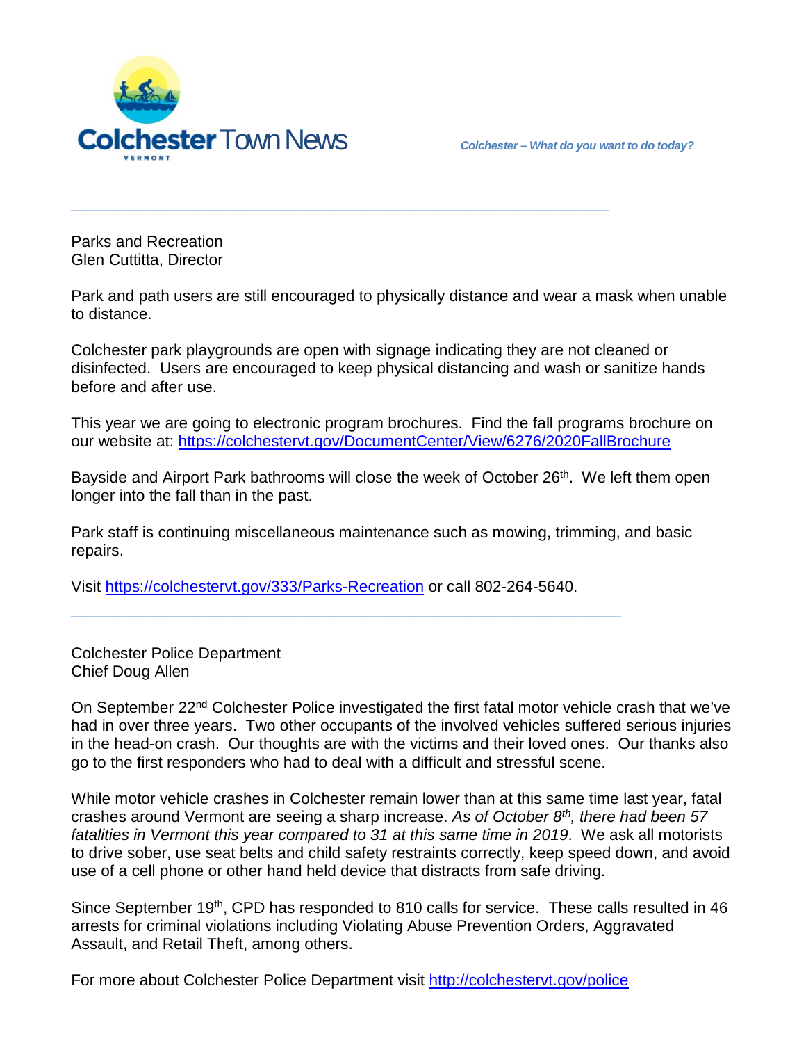Colchester Town News

*Colchester – What do you want to do today?*

---

Parks and Recreation
Glen Cuttitta, Director

Park and path users are still encouraged to physically distance and wear a mask when unable to distance.

Colchester park playgrounds are open with signage indicating they are not cleaned or disinfected. Users are encouraged to keep physical distancing and wash or sanitize hands before and after use.

This year we are going to electronic program brochures. Find the fall programs brochure on our website at: https://colchestervt.gov/DocumentCenter/View/6276/2020FallBrochure

Bayside and Airport Park bathrooms will close the week of October 26th. We left them open longer into the fall than in the past.

Park staff is continuing miscellaneous maintenance such as mowing, trimming, and basic repairs.

Visit https://colchestervt.gov/333/Parks-Recreation or call 802-264-5640.

---

Colchester Police Department
Chief Doug Allen

On September 22nd Colchester Police investigated the first fatal motor vehicle crash that we've had in over three years. Two other occupants of the involved vehicles suffered serious injuries in the head-on crash. Our thoughts are with the victims and their loved ones. Our thanks also go to the first responders who had to deal with a difficult and stressful scene.

While motor vehicle crashes in Colchester remain lower than at this same time last year, fatal crashes around Vermont are seeing a sharp increase. *As of October 8th, there had been 57 fatalities in Vermont this year compared to 31 at this same time in 2019*. We ask all motorists to drive sober, use seat belts and child safety restraints correctly, keep speed down, and avoid use of a cell phone or other hand held device that distracts from safe driving.

Since September 19th, CPD has responded to 810 calls for service. These calls resulted in 46 arrests for criminal violations including Violating Abuse Prevention Orders, Aggravated Assault, and Retail Theft, among others.

For more about Colchester Police Department visit http://colchestervt.gov/police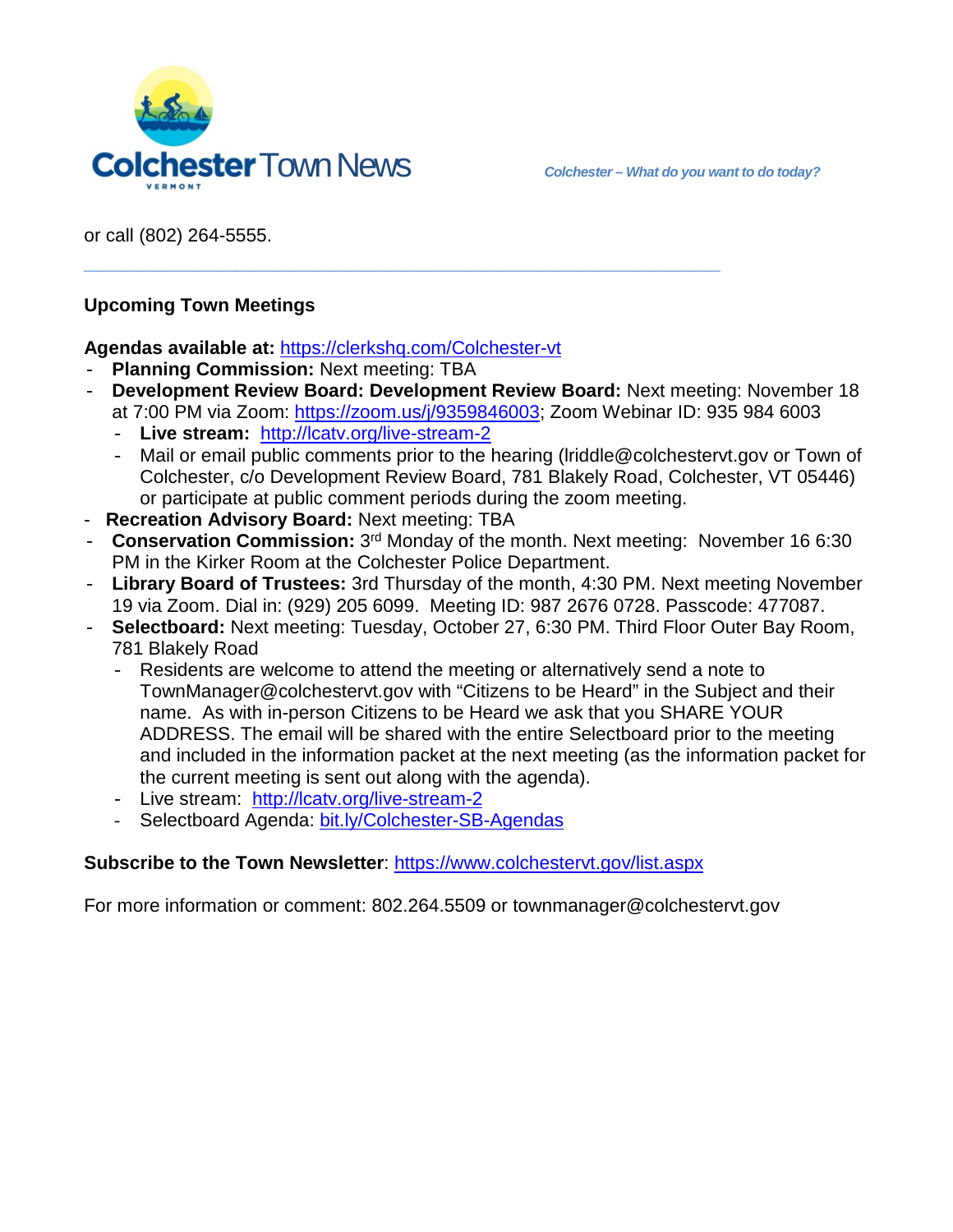or call (802) 264-5555.

---

**Upcoming Town Meetings**

**Agendas available at:** https://clerkshq.com/Colchester-vt
- **Planning Commission:** Next meeting: TBA
- **Development Review Board: Development Review Board:** Next meeting: November 18 at 7:00 PM via Zoom: https://zoom.us/j/9359846003; Zoom Webinar ID: 935 984 6003
  - **Live stream:** http://lcatv.org/live-stream-2
  - Mail or email public comments prior to the hearing (lriddle@colchestervt.gov or Town of Colchester, c/o Development Review Board, 781 Blakely Road, Colchester, VT 05446) or participate at public comment periods during the zoom meeting.
- **Recreation Advisory Board:** Next meeting: TBA
- **Conservation Commission:** 3rd Monday of the month. Next meeting: November 16 6:30 PM in the Kirker Room at the Colchester Police Department.
- **Library Board of Trustees:** 3rd Thursday of the month, 4:30 PM. Next meeting November 19 via Zoom. Dial in: (929) 205 6099. Meeting ID: 987 2676 0728. Passcode: 477087.
- **Selectboard:** Next meeting: Tuesday, October 27, 6:30 PM. Third Floor Outer Bay Room, 781 Blakely Road
  - Residents are welcome to attend the meeting or alternatively send a note to TownManager@colchestervt.gov with "Citizens to be Heard" in the Subject and their name. As with in-person Citizens to be Heard we ask that you SHARE YOUR ADDRESS. The email will be shared with the entire Selectboard prior to the meeting and included in the information packet at the next meeting (as the information packet for the current meeting is sent out along with the agenda).
  - Live stream: http://lcatv.org/live-stream-2
  - Selectboard Agenda: bit.ly/Colchester-SB-Agendas

**Subscribe to the Town Newsletter**: https://www.colchestervt.gov/list.aspx

For more information or comment: 802.264.5509 or townmanager@colchestervt.gov